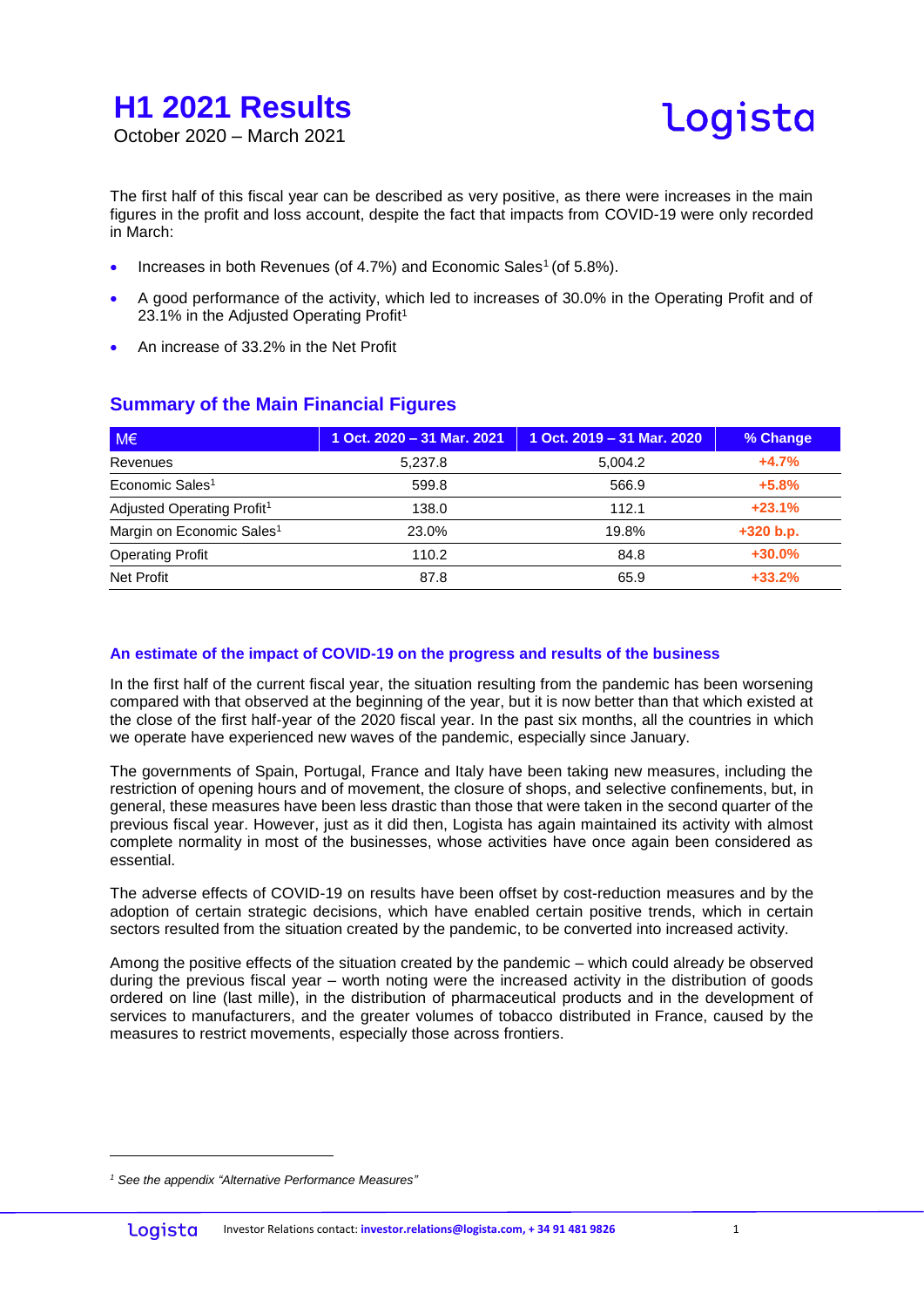# H1 2021 Results

October 2020 – March 2021

logista

The first half of this fiscal year can be described as very positive, as there were increases in the main figures in the profit and loss account, despite the fact that impacts from COVID-19 were only recorded in March:

- Increases in both Revenues (of 4.7%) and Economic Sales[1] (of 5.8%).
- A good performance of the activity, which led to increases of 30.0% in the Operating Profit and of 23.1% in the Adjusted Operating Profit[1]
- An increase of 33.2% in the Net Profit

## Summary of the Main Financial Figures

| M€ | 1 Oct. 2020 – 31 Mar. 2021 | 1 Oct. 2019 – 31 Mar. 2020 | % Change |
|---|---|---|---|
| Revenues | 5,237.8 | 5,004.2 | +4.7% |
| Economic Sales[1] | 599.8 | 566.9 | +5.8% |
| Adjusted Operating Profit[1] | 138.0 | 112.1 | +23.1% |
| Margin on Economic Sales[1] | 23.0% | 19.8% | +320 b.p. |
| Operating Profit | 110.2 | 84.8 | +30.0% |
| Net Profit | 87.8 | 65.9 | +33.2% |

### An estimate of the impact of COVID-19 on the progress and results of the business

In the first half of the current fiscal year, the situation resulting from the pandemic has been worsening compared with that observed at the beginning of the year, but it is now better than that which existed at the close of the first half-year of the 2020 fiscal year. In the past six months, all the countries in which we operate have experienced new waves of the pandemic, especially since January.

The governments of Spain, Portugal, France and Italy have been taking new measures, including the restriction of opening hours and of movement, the closure of shops, and selective confinements, but, in general, these measures have been less drastic than those that were taken in the second quarter of the previous fiscal year. However, just as it did then, Logista has again maintained its activity with almost complete normality in most of the businesses, whose activities have once again been considered as essential.

The adverse effects of COVID-19 on results have been offset by cost-reduction measures and by the adoption of certain strategic decisions, which have enabled certain positive trends, which in certain sectors resulted from the situation created by the pandemic, to be converted into increased activity.

Among the positive effects of the situation created by the pandemic – which could already be observed during the previous fiscal year – worth noting were the increased activity in the distribution of goods ordered on line (last mille), in the distribution of pharmaceutical products and in the development of services to manufacturers, and the greater volumes of tobacco distributed in France, caused by the measures to restrict movements, especially those across frontiers.

---

[1] *See the appendix "Alternative Performance Measures"*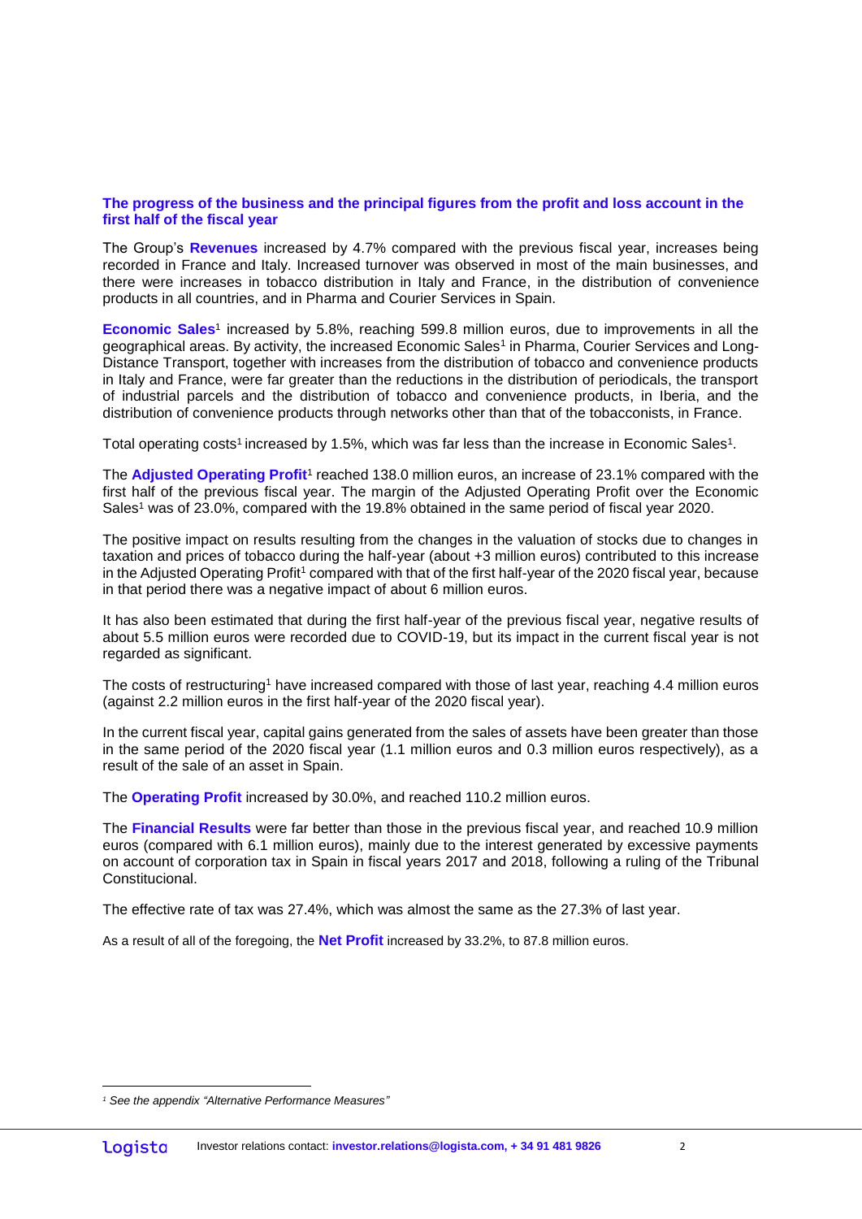### The progress of the business and the principal figures from the profit and loss account in the first half of the fiscal year

The Group's **Revenues** increased by 4.7% compared with the previous fiscal year, increases being recorded in France and Italy. Increased turnover was observed in most of the main businesses, and there were increases in tobacco distribution in Italy and France, in the distribution of convenience products in all countries, and in Pharma and Courier Services in Spain.

**Economic Sales**[1] increased by 5.8%, reaching 599.8 million euros, due to improvements in all the geographical areas. By activity, the increased Economic Sales[1] in Pharma, Courier Services and Long-Distance Transport, together with increases from the distribution of tobacco and convenience products in Italy and France, were far greater than the reductions in the distribution of periodicals, the transport of industrial parcels and the distribution of tobacco and convenience products, in Iberia, and the distribution of convenience products through networks other than that of the tobacconists, in France.

Total operating costs[1] increased by 1.5%, which was far less than the increase in Economic Sales[1].

The **Adjusted Operating Profit**[1] reached 138.0 million euros, an increase of 23.1% compared with the first half of the previous fiscal year. The margin of the Adjusted Operating Profit over the Economic Sales[1] was of 23.0%, compared with the 19.8% obtained in the same period of fiscal year 2020.

The positive impact on results resulting from the changes in the valuation of stocks due to changes in taxation and prices of tobacco during the half-year (about +3 million euros) contributed to this increase in the Adjusted Operating Profit[1] compared with that of the first half-year of the 2020 fiscal year, because in that period there was a negative impact of about 6 million euros.

It has also been estimated that during the first half-year of the previous fiscal year, negative results of about 5.5 million euros were recorded due to COVID-19, but its impact in the current fiscal year is not regarded as significant.

The costs of restructuring[1] have increased compared with those of last year, reaching 4.4 million euros (against 2.2 million euros in the first half-year of the 2020 fiscal year).

In the current fiscal year, capital gains generated from the sales of assets have been greater than those in the same period of the 2020 fiscal year (1.1 million euros and 0.3 million euros respectively), as a result of the sale of an asset in Spain.

The **Operating Profit** increased by 30.0%, and reached 110.2 million euros.

The **Financial Results** were far better than those in the previous fiscal year, and reached 10.9 million euros (compared with 6.1 million euros), mainly due to the interest generated by excessive payments on account of corporation tax in Spain in fiscal years 2017 and 2018, following a ruling of the Tribunal Constitucional.

The effective rate of tax was 27.4%, which was almost the same as the 27.3% of last year.

As a result of all of the foregoing, the **Net Profit** increased by 33.2%, to 87.8 million euros.

---

[1] *See the appendix "Alternative Performance Measures"*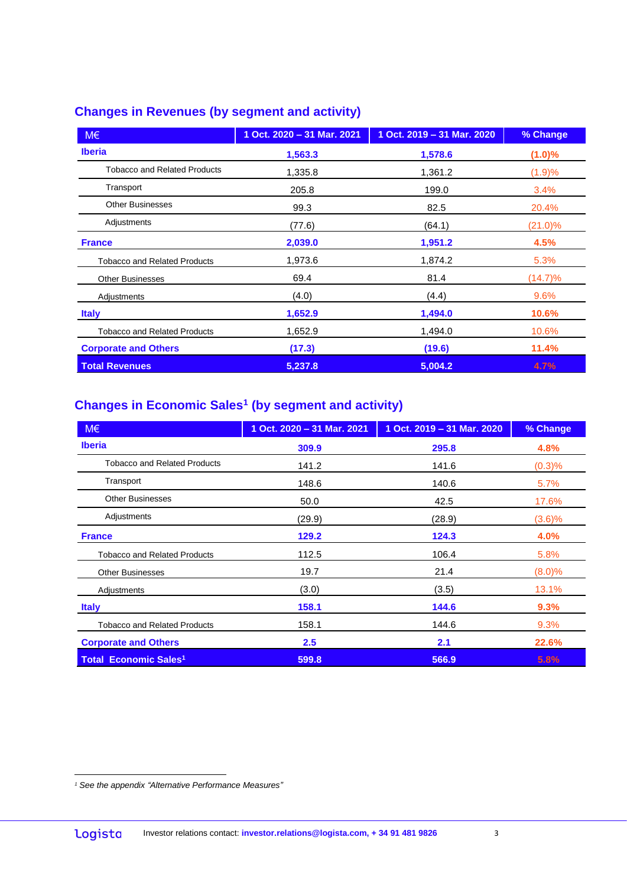## Changes in Revenues (by segment and activity)

| M€ | 1 Oct. 2020 – 31 Mar. 2021 | 1 Oct. 2019 – 31 Mar. 2020 | % Change |
|---|---|---|---|
| **Iberia** | **1,563.3** | **1,578.6** | **(1.0)%** |
| Tobacco and Related Products | 1,335.8 | 1,361.2 | (1.9)% |
| Transport | 205.8 | 199.0 | 3.4% |
| Other Businesses | 99.3 | 82.5 | 20.4% |
| Adjustments | (77.6) | (64.1) | (21.0)% |
| **France** | **2,039.0** | **1,951.2** | **4.5%** |
| Tobacco and Related Products | 1,973.6 | 1,874.2 | 5.3% |
| Other Businesses | 69.4 | 81.4 | (14.7)% |
| Adjustments | (4.0) | (4.4) | 9.6% |
| **Italy** | **1,652.9** | **1,494.0** | **10.6%** |
| Tobacco and Related Products | 1,652.9 | 1,494.0 | 10.6% |
| **Corporate and Others** | **(17.3)** | **(19.6)** | **11.4%** |
| **Total Revenues** | **5,237.8** | **5,004.2** | **4.7%** |

## Changes in Economic Sales[1] (by segment and activity)

| M€ | 1 Oct. 2020 – 31 Mar. 2021 | 1 Oct. 2019 – 31 Mar. 2020 | % Change |
|---|---|---|---|
| **Iberia** | **309.9** | **295.8** | **4.8%** |
| Tobacco and Related Products | 141.2 | 141.6 | (0.3)% |
| Transport | 148.6 | 140.6 | 5.7% |
| Other Businesses | 50.0 | 42.5 | 17.6% |
| Adjustments | (29.9) | (28.9) | (3.6)% |
| **France** | **129.2** | **124.3** | **4.0%** |
| Tobacco and Related Products | 112.5 | 106.4 | 5.8% |
| Other Businesses | 19.7 | 21.4 | (8.0)% |
| Adjustments | (3.0) | (3.5) | 13.1% |
| **Italy** | **158.1** | **144.6** | **9.3%** |
| Tobacco and Related Products | 158.1 | 144.6 | 9.3% |
| **Corporate and Others** | **2.5** | **2.1** | **22.6%** |
| **Total Economic Sales[1]** | **599.8** | **566.9** | **5.8%** |

[1] *See the appendix "Alternative Performance Measures"*

Investor relations contact: **investor.relations@logista.com, + 34 91 481 9826**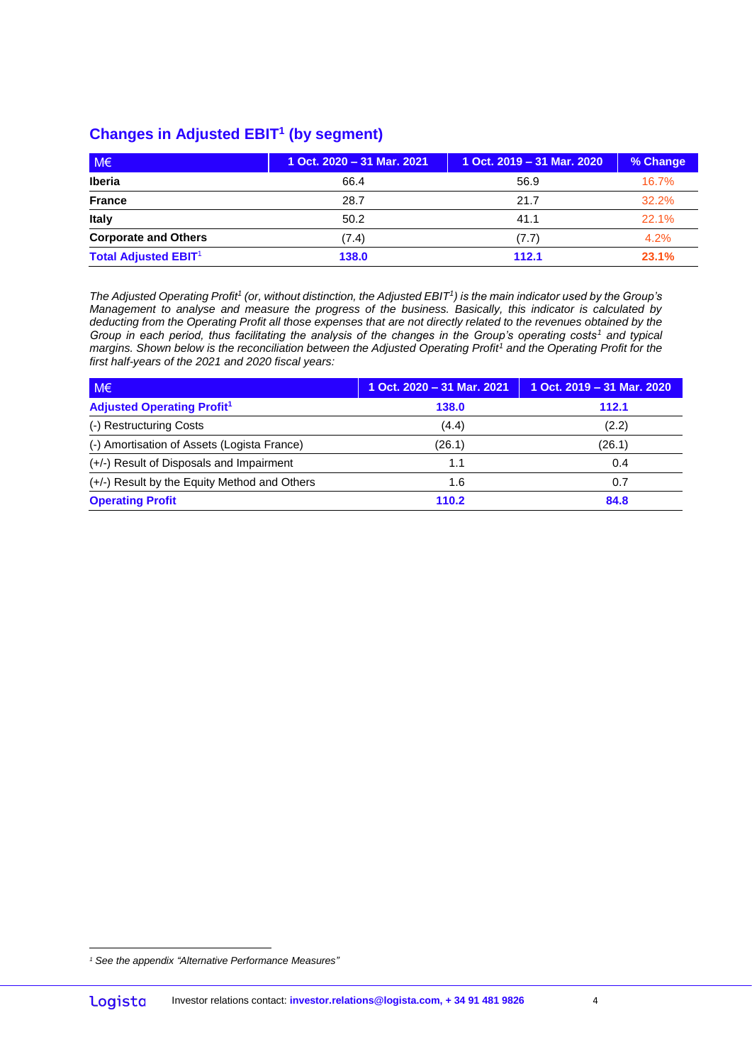## Changes in Adjusted EBIT[1] (by segment)

| M€ | 1 Oct. 2020 – 31 Mar. 2021 | 1 Oct. 2019 – 31 Mar. 2020 | % Change |
|---|---|---|---|
| **Iberia** | 66.4 | 56.9 | 16.7% |
| **France** | 28.7 | 21.7 | 32.2% |
| **Italy** | 50.2 | 41.1 | 22.1% |
| **Corporate and Others** | (7.4) | (7.7) | 4.2% |
| **Total Adjusted EBIT[1]** | **138.0** | **112.1** | **23.1%** |

*The Adjusted Operating Profit[1] (or, without distinction, the Adjusted EBIT[1]) is the main indicator used by the Group's Management to analyse and measure the progress of the business. Basically, this indicator is calculated by deducting from the Operating Profit all those expenses that are not directly related to the revenues obtained by the Group in each period, thus facilitating the analysis of the changes in the Group's operating costs[1] and typical margins. Shown below is the reconciliation between the Adjusted Operating Profit[1] and the Operating Profit for the first half-years of the 2021 and 2020 fiscal years:*

| M€ | 1 Oct. 2020 – 31 Mar. 2021 | 1 Oct. 2019 – 31 Mar. 2020 |
|---|---|---|
| **Adjusted Operating Profit[1]** | **138.0** | **112.1** |
| (-) Restructuring Costs | (4.4) | (2.2) |
| (-) Amortisation of Assets (Logista France) | (26.1) | (26.1) |
| (+/-) Result of Disposals and Impairment | 1.1 | 0.4 |
| (+/-) Result by the Equity Method and Others | 1.6 | 0.7 |
| **Operating Profit** | **110.2** | **84.8** |

[1] *See the appendix "Alternative Performance Measures"*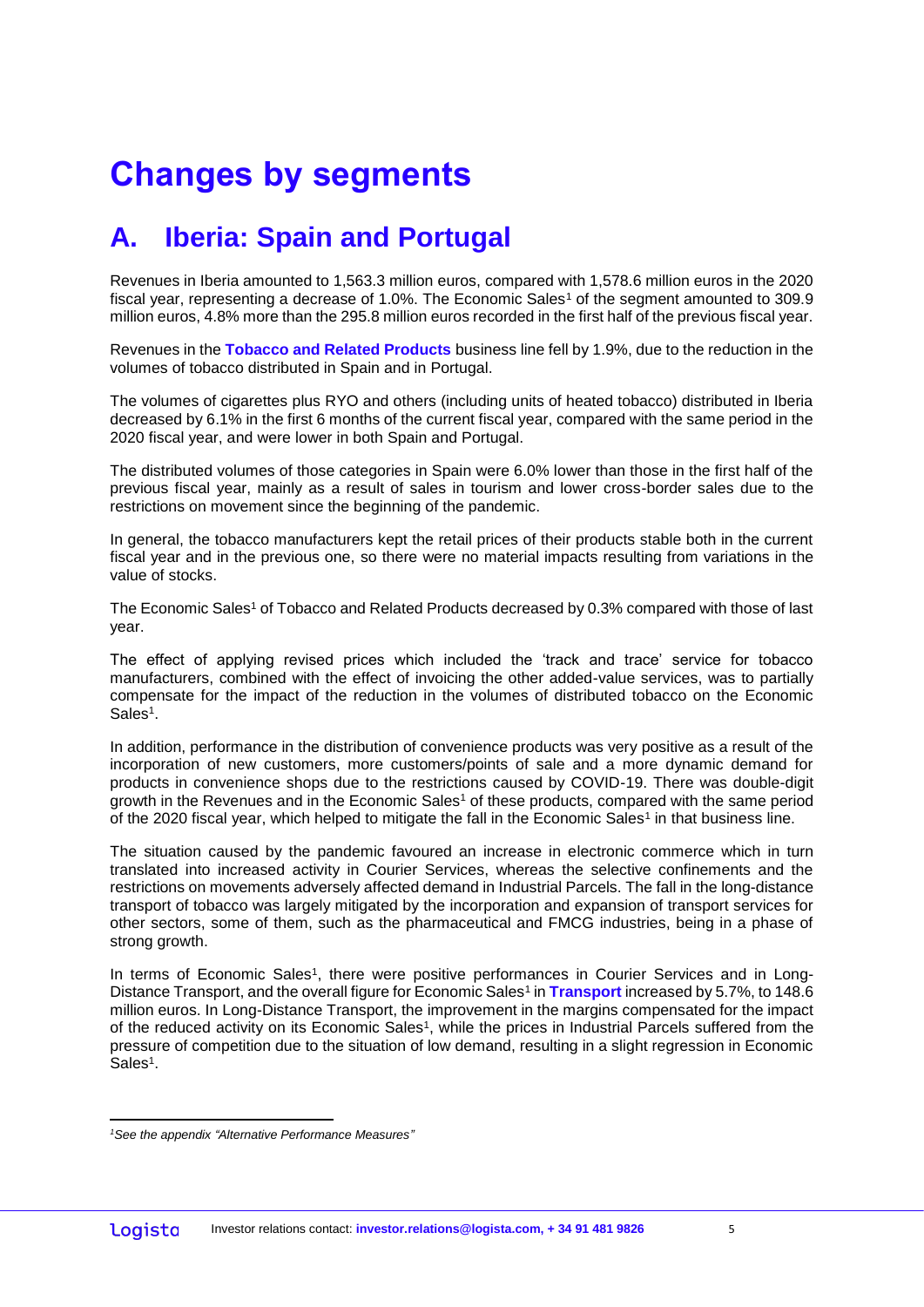# Changes by segments

## A. Iberia: Spain and Portugal

Revenues in Iberia amounted to 1,563.3 million euros, compared with 1,578.6 million euros in the 2020 fiscal year, representing a decrease of 1.0%. The Economic Sales[1] of the segment amounted to 309.9 million euros, 4.8% more than the 295.8 million euros recorded in the first half of the previous fiscal year.

Revenues in the **Tobacco and Related Products** business line fell by 1.9%, due to the reduction in the volumes of tobacco distributed in Spain and in Portugal.

The volumes of cigarettes plus RYO and others (including units of heated tobacco) distributed in Iberia decreased by 6.1% in the first 6 months of the current fiscal year, compared with the same period in the 2020 fiscal year, and were lower in both Spain and Portugal.

The distributed volumes of those categories in Spain were 6.0% lower than those in the first half of the previous fiscal year, mainly as a result of sales in tourism and lower cross-border sales due to the restrictions on movement since the beginning of the pandemic.

In general, the tobacco manufacturers kept the retail prices of their products stable both in the current fiscal year and in the previous one, so there were no material impacts resulting from variations in the value of stocks.

The Economic Sales[1] of Tobacco and Related Products decreased by 0.3% compared with those of last year.

The effect of applying revised prices which included the 'track and trace' service for tobacco manufacturers, combined with the effect of invoicing the other added-value services, was to partially compensate for the impact of the reduction in the volumes of distributed tobacco on the Economic Sales[1].

In addition, performance in the distribution of convenience products was very positive as a result of the incorporation of new customers, more customers/points of sale and a more dynamic demand for products in convenience shops due to the restrictions caused by COVID-19. There was double-digit growth in the Revenues and in the Economic Sales[1] of these products, compared with the same period of the 2020 fiscal year, which helped to mitigate the fall in the Economic Sales[1] in that business line.

The situation caused by the pandemic favoured an increase in electronic commerce which in turn translated into increased activity in Courier Services, whereas the selective confinements and the restrictions on movements adversely affected demand in Industrial Parcels. The fall in the long-distance transport of tobacco was largely mitigated by the incorporation and expansion of transport services for other sectors, some of them, such as the pharmaceutical and FMCG industries, being in a phase of strong growth.

In terms of Economic Sales[1], there were positive performances in Courier Services and in Long-Distance Transport, and the overall figure for Economic Sales[1] in **Transport** increased by 5.7%, to 148.6 million euros. In Long-Distance Transport, the improvement in the margins compensated for the impact of the reduced activity on its Economic Sales[1], while the prices in Industrial Parcels suffered from the pressure of competition due to the situation of low demand, resulting in a slight regression in Economic Sales[1].

---

*[1]See the appendix "Alternative Performance Measures"*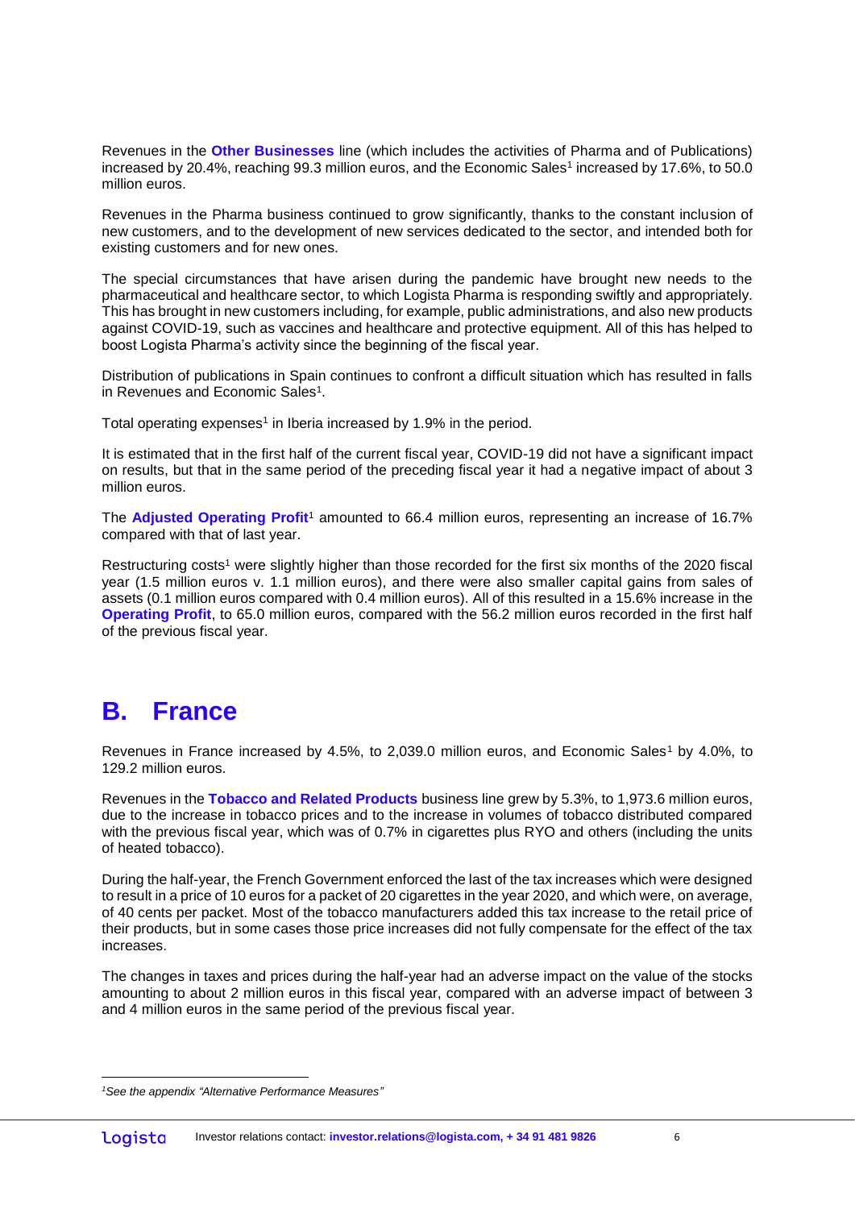Revenues in the **Other Businesses** line (which includes the activities of Pharma and of Publications) increased by 20.4%, reaching 99.3 million euros, and the Economic Sales[1] increased by 17.6%, to 50.0 million euros.

Revenues in the Pharma business continued to grow significantly, thanks to the constant inclusion of new customers, and to the development of new services dedicated to the sector, and intended both for existing customers and for new ones.

The special circumstances that have arisen during the pandemic have brought new needs to the pharmaceutical and healthcare sector, to which Logista Pharma is responding swiftly and appropriately. This has brought in new customers including, for example, public administrations, and also new products against COVID-19, such as vaccines and healthcare and protective equipment. All of this has helped to boost Logista Pharma's activity since the beginning of the fiscal year.

Distribution of publications in Spain continues to confront a difficult situation which has resulted in falls in Revenues and Economic Sales[1].

Total operating expenses[1] in Iberia increased by 1.9% in the period.

It is estimated that in the first half of the current fiscal year, COVID-19 did not have a significant impact on results, but that in the same period of the preceding fiscal year it had a negative impact of about 3 million euros.

The **Adjusted Operating Profit**[1] amounted to 66.4 million euros, representing an increase of 16.7% compared with that of last year.

Restructuring costs[1] were slightly higher than those recorded for the first six months of the 2020 fiscal year (1.5 million euros v. 1.1 million euros), and there were also smaller capital gains from sales of assets (0.1 million euros compared with 0.4 million euros). All of this resulted in a 15.6% increase in the **Operating Profit**, to 65.0 million euros, compared with the 56.2 million euros recorded in the first half of the previous fiscal year.

# B. France

Revenues in France increased by 4.5%, to 2,039.0 million euros, and Economic Sales[1] by 4.0%, to 129.2 million euros.

Revenues in the **Tobacco and Related Products** business line grew by 5.3%, to 1,973.6 million euros, due to the increase in tobacco prices and to the increase in volumes of tobacco distributed compared with the previous fiscal year, which was of 0.7% in cigarettes plus RYO and others (including the units of heated tobacco).

During the half-year, the French Government enforced the last of the tax increases which were designed to result in a price of 10 euros for a packet of 20 cigarettes in the year 2020, and which were, on average, of 40 cents per packet. Most of the tobacco manufacturers added this tax increase to the retail price of their products, but in some cases those price increases did not fully compensate for the effect of the tax increases.

The changes in taxes and prices during the half-year had an adverse impact on the value of the stocks amounting to about 2 million euros in this fiscal year, compared with an adverse impact of between 3 and 4 million euros in the same period of the previous fiscal year.

---

*[1]See the appendix "Alternative Performance Measures"*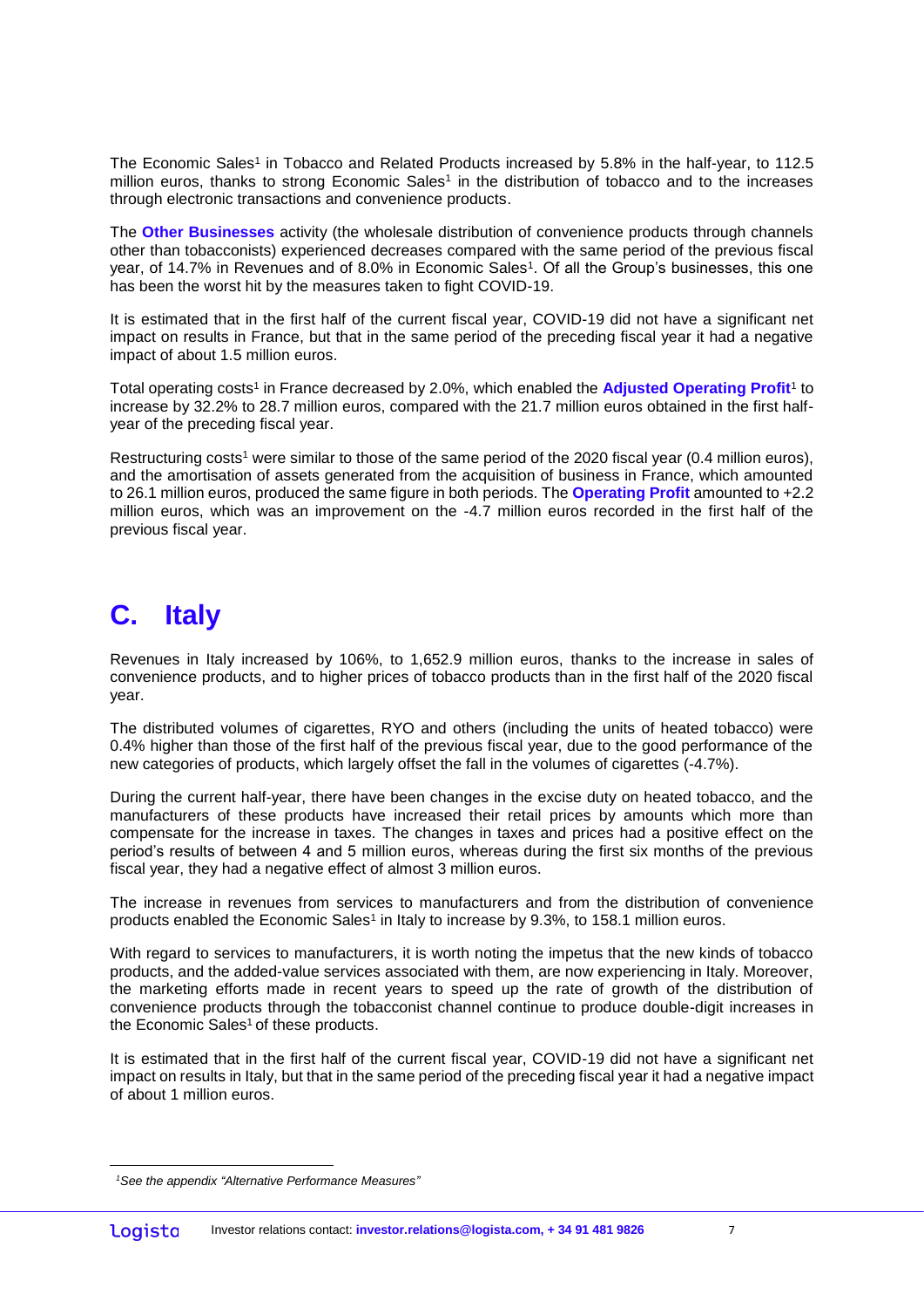The Economic Sales[1] in Tobacco and Related Products increased by 5.8% in the half-year, to 112.5 million euros, thanks to strong Economic Sales[1] in the distribution of tobacco and to the increases through electronic transactions and convenience products.

The **Other Businesses** activity (the wholesale distribution of convenience products through channels other than tobacconists) experienced decreases compared with the same period of the previous fiscal year, of 14.7% in Revenues and of 8.0% in Economic Sales[1]. Of all the Group's businesses, this one has been the worst hit by the measures taken to fight COVID-19.

It is estimated that in the first half of the current fiscal year, COVID-19 did not have a significant net impact on results in France, but that in the same period of the preceding fiscal year it had a negative impact of about 1.5 million euros.

Total operating costs[1] in France decreased by 2.0%, which enabled the **Adjusted Operating Profit**[1] to increase by 32.2% to 28.7 million euros, compared with the 21.7 million euros obtained in the first half-year of the preceding fiscal year.

Restructuring costs[1] were similar to those of the same period of the 2020 fiscal year (0.4 million euros), and the amortisation of assets generated from the acquisition of business in France, which amounted to 26.1 million euros, produced the same figure in both periods. The **Operating Profit** amounted to +2.2 million euros, which was an improvement on the -4.7 million euros recorded in the first half of the previous fiscal year.

## C. Italy

Revenues in Italy increased by 106%, to 1,652.9 million euros, thanks to the increase in sales of convenience products, and to higher prices of tobacco products than in the first half of the 2020 fiscal year.

The distributed volumes of cigarettes, RYO and others (including the units of heated tobacco) were 0.4% higher than those of the first half of the previous fiscal year, due to the good performance of the new categories of products, which largely offset the fall in the volumes of cigarettes (-4.7%).

During the current half-year, there have been changes in the excise duty on heated tobacco, and the manufacturers of these products have increased their retail prices by amounts which more than compensate for the increase in taxes. The changes in taxes and prices had a positive effect on the period's results of between 4 and 5 million euros, whereas during the first six months of the previous fiscal year, they had a negative effect of almost 3 million euros.

The increase in revenues from services to manufacturers and from the distribution of convenience products enabled the Economic Sales[1] in Italy to increase by 9.3%, to 158.1 million euros.

With regard to services to manufacturers, it is worth noting the impetus that the new kinds of tobacco products, and the added-value services associated with them, are now experiencing in Italy. Moreover, the marketing efforts made in recent years to speed up the rate of growth of the distribution of convenience products through the tobacconist channel continue to produce double-digit increases in the Economic Sales[1] of these products.

It is estimated that in the first half of the current fiscal year, COVID-19 did not have a significant net impact on results in Italy, but that in the same period of the preceding fiscal year it had a negative impact of about 1 million euros.

---

[1] *See the appendix "Alternative Performance Measures"*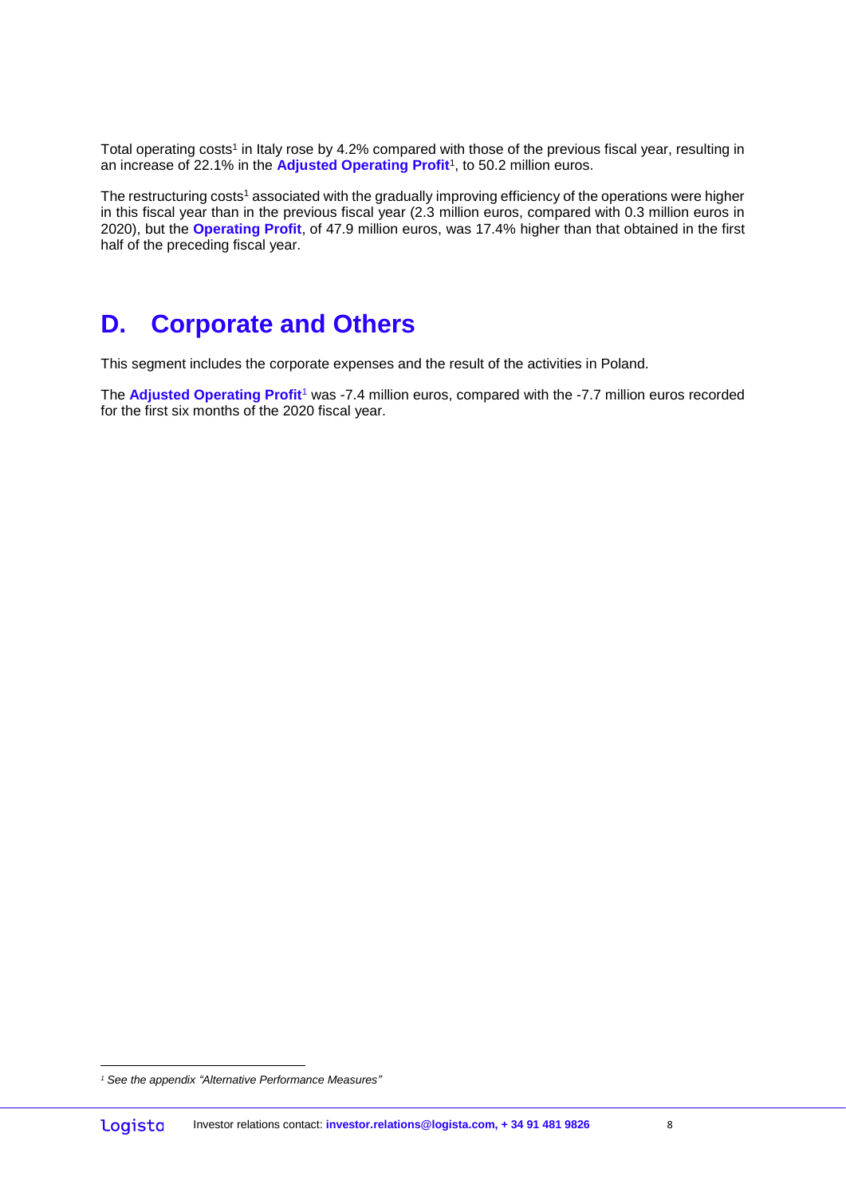Total operating costs[1] in Italy rose by 4.2% compared with those of the previous fiscal year, resulting in an increase of 22.1% in the **Adjusted Operating Profit**[1], to 50.2 million euros.

The restructuring costs[1] associated with the gradually improving efficiency of the operations were higher in this fiscal year than in the previous fiscal year (2.3 million euros, compared with 0.3 million euros in 2020), but the **Operating Profit**, of 47.9 million euros, was 17.4% higher than that obtained in the first half of the preceding fiscal year.

## D. Corporate and Others

This segment includes the corporate expenses and the result of the activities in Poland.

The **Adjusted Operating Profit**[1] was -7.4 million euros, compared with the -7.7 million euros recorded for the first six months of the 2020 fiscal year.

---

[1] *See the appendix "Alternative Performance Measures"*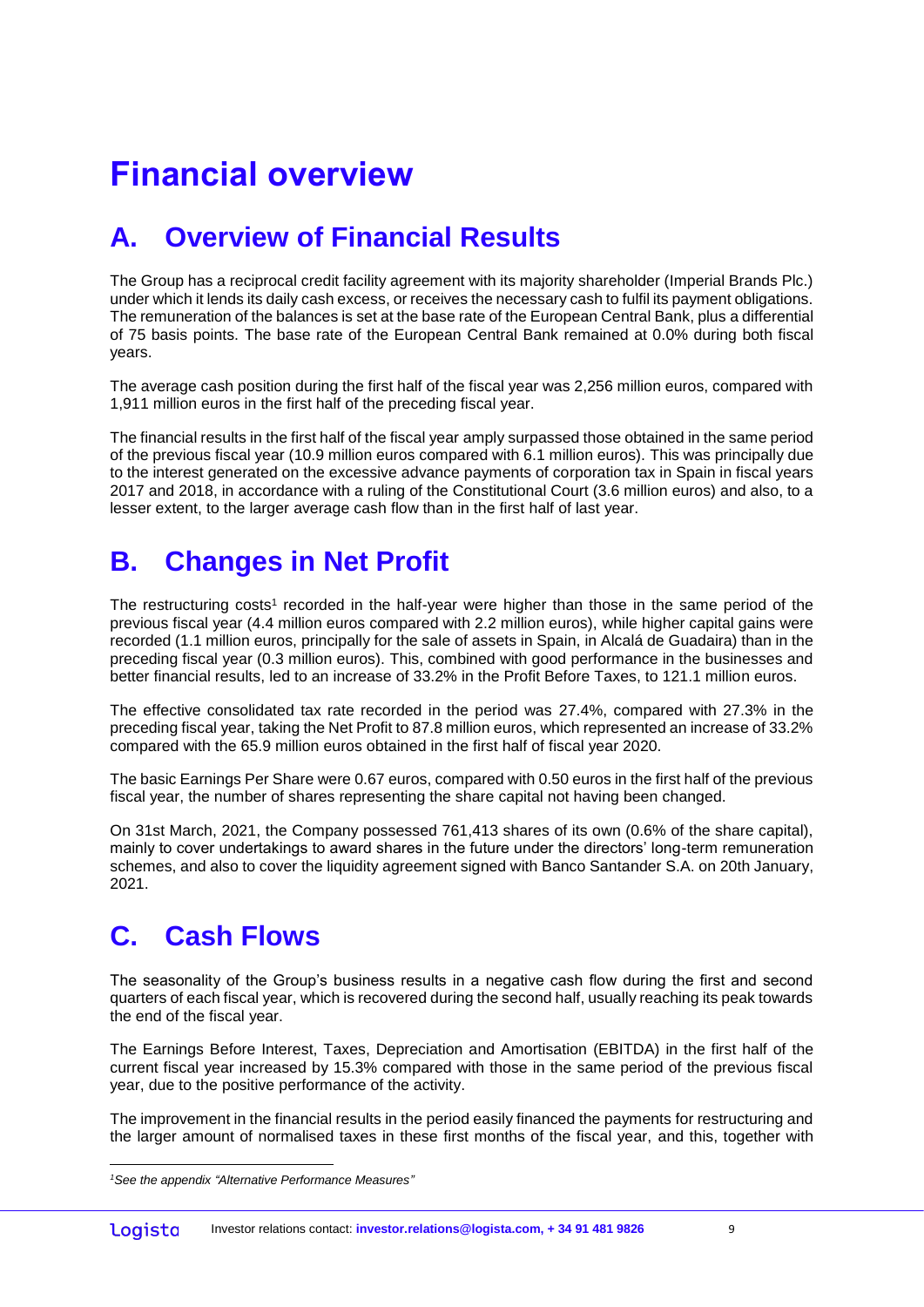# Financial overview

## A. Overview of Financial Results

The Group has a reciprocal credit facility agreement with its majority shareholder (Imperial Brands Plc.) under which it lends its daily cash excess, or receives the necessary cash to fulfil its payment obligations. The remuneration of the balances is set at the base rate of the European Central Bank, plus a differential of 75 basis points. The base rate of the European Central Bank remained at 0.0% during both fiscal years.

The average cash position during the first half of the fiscal year was 2,256 million euros, compared with 1,911 million euros in the first half of the preceding fiscal year.

The financial results in the first half of the fiscal year amply surpassed those obtained in the same period of the previous fiscal year (10.9 million euros compared with 6.1 million euros). This was principally due to the interest generated on the excessive advance payments of corporation tax in Spain in fiscal years 2017 and 2018, in accordance with a ruling of the Constitutional Court (3.6 million euros) and also, to a lesser extent, to the larger average cash flow than in the first half of last year.

## B. Changes in Net Profit

The restructuring costs[1] recorded in the half-year were higher than those in the same period of the previous fiscal year (4.4 million euros compared with 2.2 million euros), while higher capital gains were recorded (1.1 million euros, principally for the sale of assets in Spain, in Alcalá de Guadaira) than in the preceding fiscal year (0.3 million euros). This, combined with good performance in the businesses and better financial results, led to an increase of 33.2% in the Profit Before Taxes, to 121.1 million euros.

The effective consolidated tax rate recorded in the period was 27.4%, compared with 27.3% in the preceding fiscal year, taking the Net Profit to 87.8 million euros, which represented an increase of 33.2% compared with the 65.9 million euros obtained in the first half of fiscal year 2020.

The basic Earnings Per Share were 0.67 euros, compared with 0.50 euros in the first half of the previous fiscal year, the number of shares representing the share capital not having been changed.

On 31st March, 2021, the Company possessed 761,413 shares of its own (0.6% of the share capital), mainly to cover undertakings to award shares in the future under the directors' long-term remuneration schemes, and also to cover the liquidity agreement signed with Banco Santander S.A. on 20th January, 2021.

## C. Cash Flows

The seasonality of the Group's business results in a negative cash flow during the first and second quarters of each fiscal year, which is recovered during the second half, usually reaching its peak towards the end of the fiscal year.

The Earnings Before Interest, Taxes, Depreciation and Amortisation (EBITDA) in the first half of the current fiscal year increased by 15.3% compared with those in the same period of the previous fiscal year, due to the positive performance of the activity.

The improvement in the financial results in the period easily financed the payments for restructuring and the larger amount of normalised taxes in these first months of the fiscal year, and this, together with

---

[1] *See the appendix "Alternative Performance Measures"*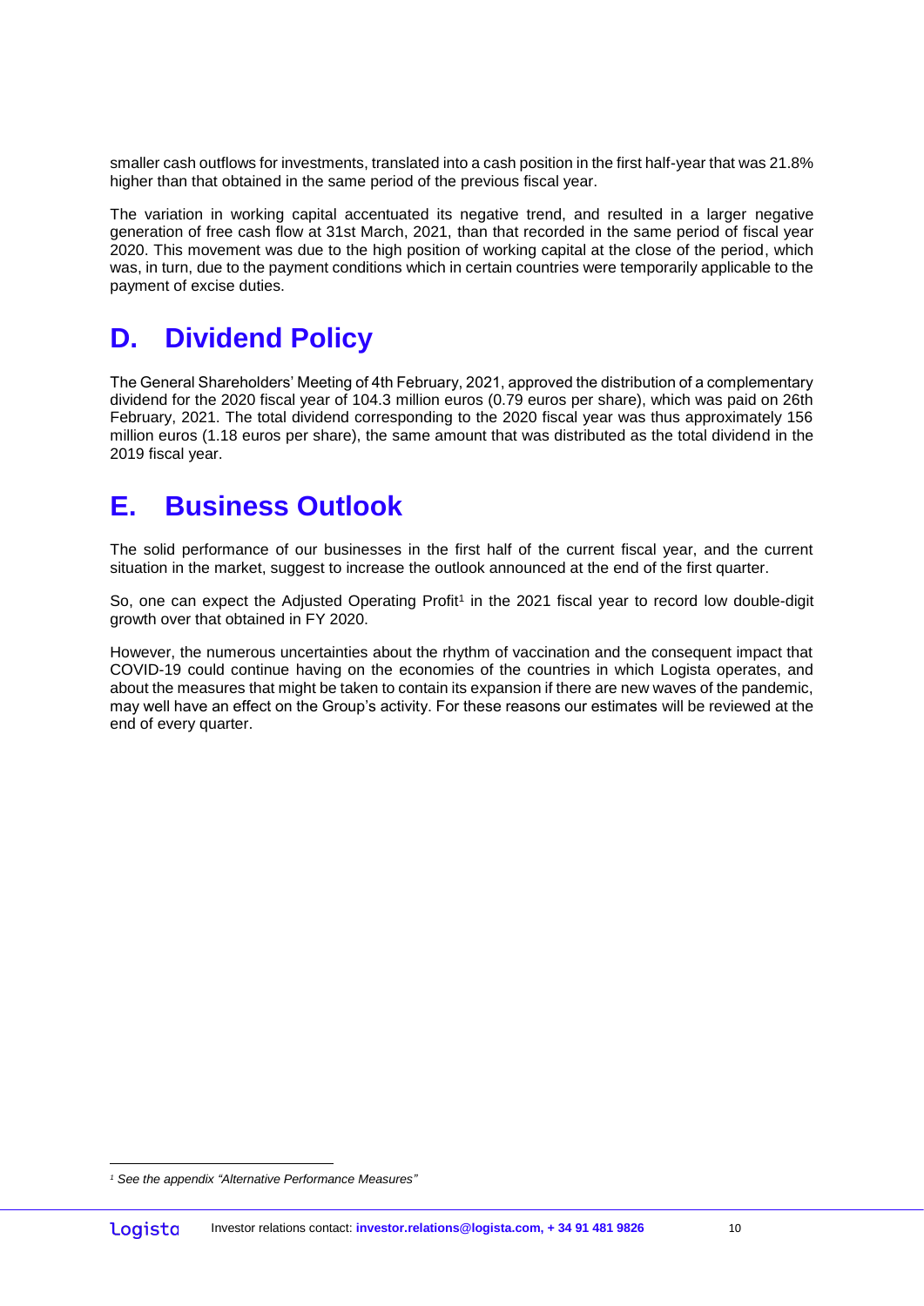smaller cash outflows for investments, translated into a cash position in the first half-year that was 21.8% higher than that obtained in the same period of the previous fiscal year.

The variation in working capital accentuated its negative trend, and resulted in a larger negative generation of free cash flow at 31st March, 2021, than that recorded in the same period of fiscal year 2020. This movement was due to the high position of working capital at the close of the period, which was, in turn, due to the payment conditions which in certain countries were temporarily applicable to the payment of excise duties.

## D. Dividend Policy

The General Shareholders' Meeting of 4th February, 2021, approved the distribution of a complementary dividend for the 2020 fiscal year of 104.3 million euros (0.79 euros per share), which was paid on 26th February, 2021. The total dividend corresponding to the 2020 fiscal year was thus approximately 156 million euros (1.18 euros per share), the same amount that was distributed as the total dividend in the 2019 fiscal year.

## E. Business Outlook

The solid performance of our businesses in the first half of the current fiscal year, and the current situation in the market, suggest to increase the outlook announced at the end of the first quarter.

So, one can expect the Adjusted Operating Profit[1] in the 2021 fiscal year to record low double-digit growth over that obtained in FY 2020.

However, the numerous uncertainties about the rhythm of vaccination and the consequent impact that COVID-19 could continue having on the economies of the countries in which Logista operates, and about the measures that might be taken to contain its expansion if there are new waves of the pandemic, may well have an effect on the Group's activity. For these reasons our estimates will be reviewed at the end of every quarter.

*[1] See the appendix "Alternative Performance Measures"*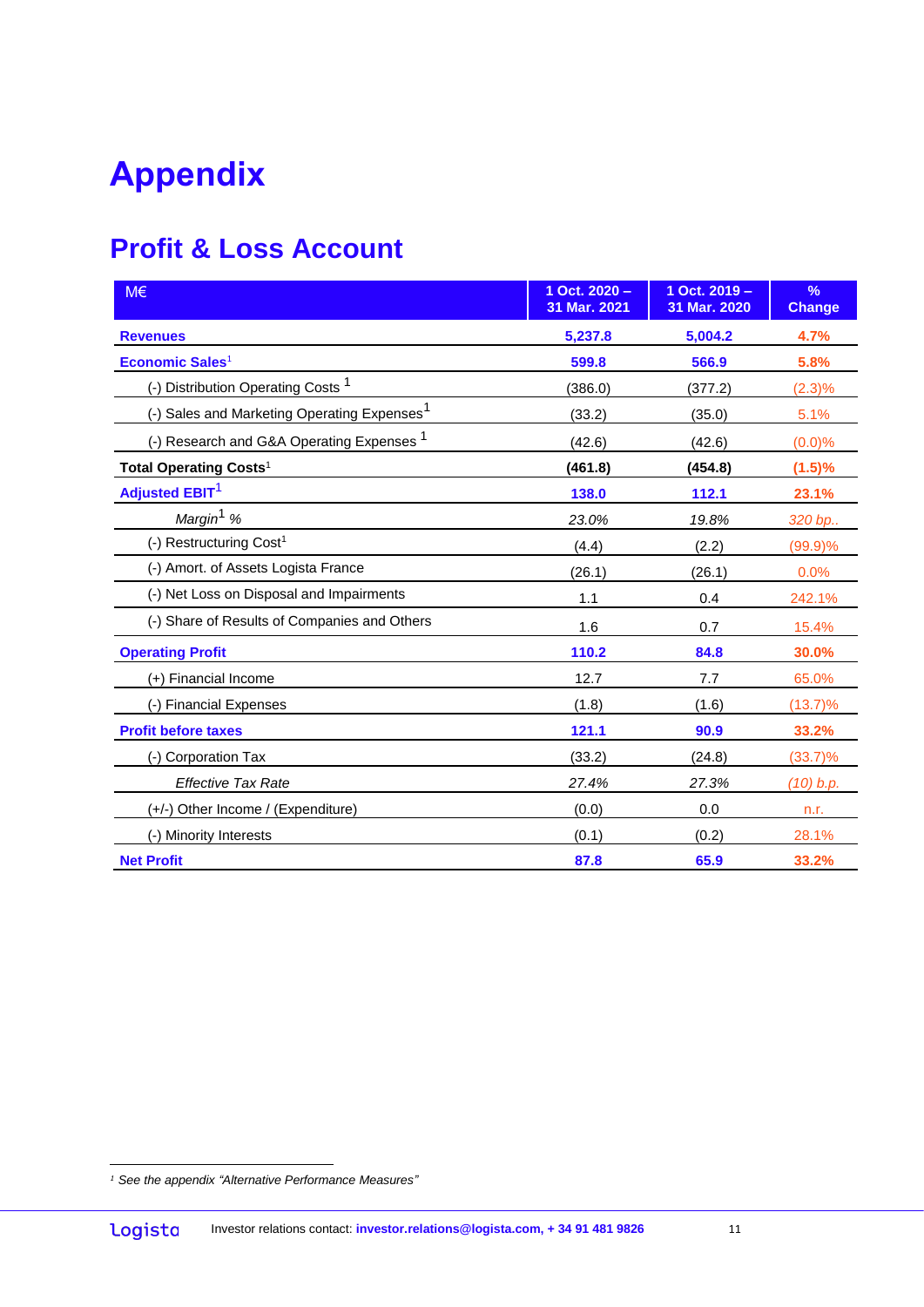# Appendix

## Profit & Loss Account

| M€ | 1 Oct. 2020 – 31 Mar. 2021 | 1 Oct. 2019 – 31 Mar. 2020 | % Change |
|---|---|---|---|
| **Revenues** | **5,237.8** | **5,004.2** | **4.7%** |
| **Economic Sales[1]** | **599.8** | **566.9** | **5.8%** |
| (-) Distribution Operating Costs [1] | (386.0) | (377.2) | (2.3)% |
| (-) Sales and Marketing Operating Expenses[1] | (33.2) | (35.0) | 5.1% |
| (-) Research and G&A Operating Expenses [1] | (42.6) | (42.6) | (0.0)% |
| **Total Operating Costs[1]** | **(461.8)** | **(454.8)** | **(1.5)%** |
| **Adjusted EBIT[1]** | **138.0** | **112.1** | **23.1%** |
| *Margin[1] %* | *23.0%* | *19.8%* | *320 bp..* |
| (-) Restructuring Cost[1] | (4.4) | (2.2) | (99.9)% |
| (-) Amort. of Assets Logista France | (26.1) | (26.1) | 0.0% |
| (-) Net Loss on Disposal and Impairments | 1.1 | 0.4 | 242.1% |
| (-) Share of Results of Companies and Others | 1.6 | 0.7 | 15.4% |
| **Operating Profit** | **110.2** | **84.8** | **30.0%** |
| (+) Financial Income | 12.7 | 7.7 | 65.0% |
| (-) Financial Expenses | (1.8) | (1.6) | (13.7)% |
| **Profit before taxes** | **121.1** | **90.9** | **33.2%** |
| (-) Corporation Tax | (33.2) | (24.8) | (33.7)% |
| *Effective Tax Rate* | *27.4%* | *27.3%* | *(10) b.p.* |
| (+/-) Other Income / (Expenditure) | (0.0) | 0.0 | n.r. |
| (-) Minority Interests | (0.1) | (0.2) | 28.1% |
| **Net Profit** | **87.8** | **65.9** | **33.2%** |

[1] *See the appendix "Alternative Performance Measures"*

logista Investor relations contact: **investor.relations@logista.com, + 34 91 481 9826**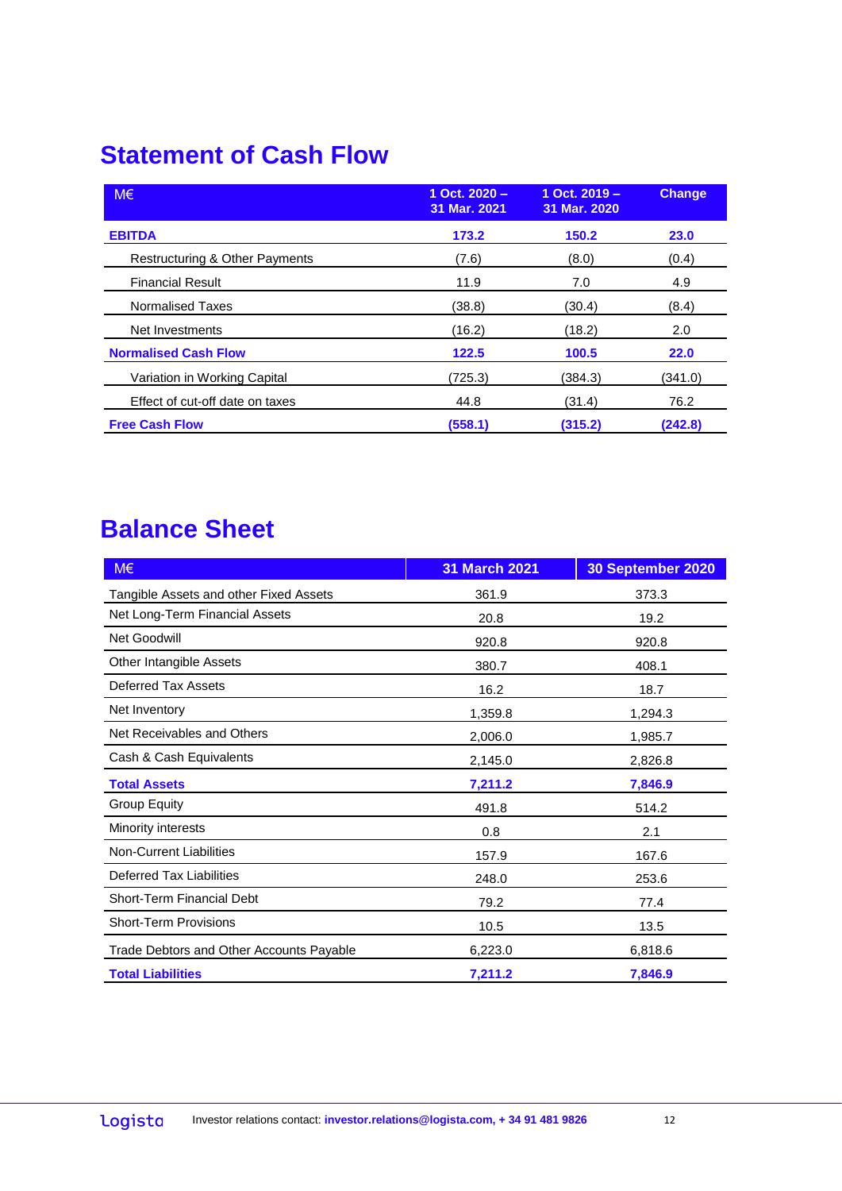## Statement of Cash Flow

| M€ | 1 Oct. 2020 – 31 Mar. 2021 | 1 Oct. 2019 – 31 Mar. 2020 | Change |
|---|---|---|---|
| **EBITDA** | **173.2** | **150.2** | **23.0** |
| Restructuring & Other Payments | (7.6) | (8.0) | (0.4) |
| Financial Result | 11.9 | 7.0 | 4.9 |
| Normalised Taxes | (38.8) | (30.4) | (8.4) |
| Net Investments | (16.2) | (18.2) | 2.0 |
| **Normalised Cash Flow** | **122.5** | **100.5** | **22.0** |
| Variation in Working Capital | (725.3) | (384.3) | (341.0) |
| Effect of cut-off date on taxes | 44.8 | (31.4) | 76.2 |
| **Free Cash Flow** | **(558.1)** | **(315.2)** | **(242.8)** |

## Balance Sheet

| M€ | 31 March 2021 | 30 September 2020 |
|---|---|---|
| Tangible Assets and other Fixed Assets | 361.9 | 373.3 |
| Net Long-Term Financial Assets | 20.8 | 19.2 |
| Net Goodwill | 920.8 | 920.8 |
| Other Intangible Assets | 380.7 | 408.1 |
| Deferred Tax Assets | 16.2 | 18.7 |
| Net Inventory | 1,359.8 | 1,294.3 |
| Net Receivables and Others | 2,006.0 | 1,985.7 |
| Cash & Cash Equivalents | 2,145.0 | 2,826.8 |
| **Total Assets** | **7,211.2** | **7,846.9** |
| Group Equity | 491.8 | 514.2 |
| Minority interests | 0.8 | 2.1 |
| Non-Current Liabilities | 157.9 | 167.6 |
| Deferred Tax Liabilities | 248.0 | 253.6 |
| Short-Term Financial Debt | 79.2 | 77.4 |
| Short-Term Provisions | 10.5 | 13.5 |
| Trade Debtors and Other Accounts Payable | 6,223.0 | 6,818.6 |
| **Total Liabilities** | **7,211.2** | **7,846.9** |

logista Investor relations contact: **investor.relations@logista.com, + 34 91 481 9826**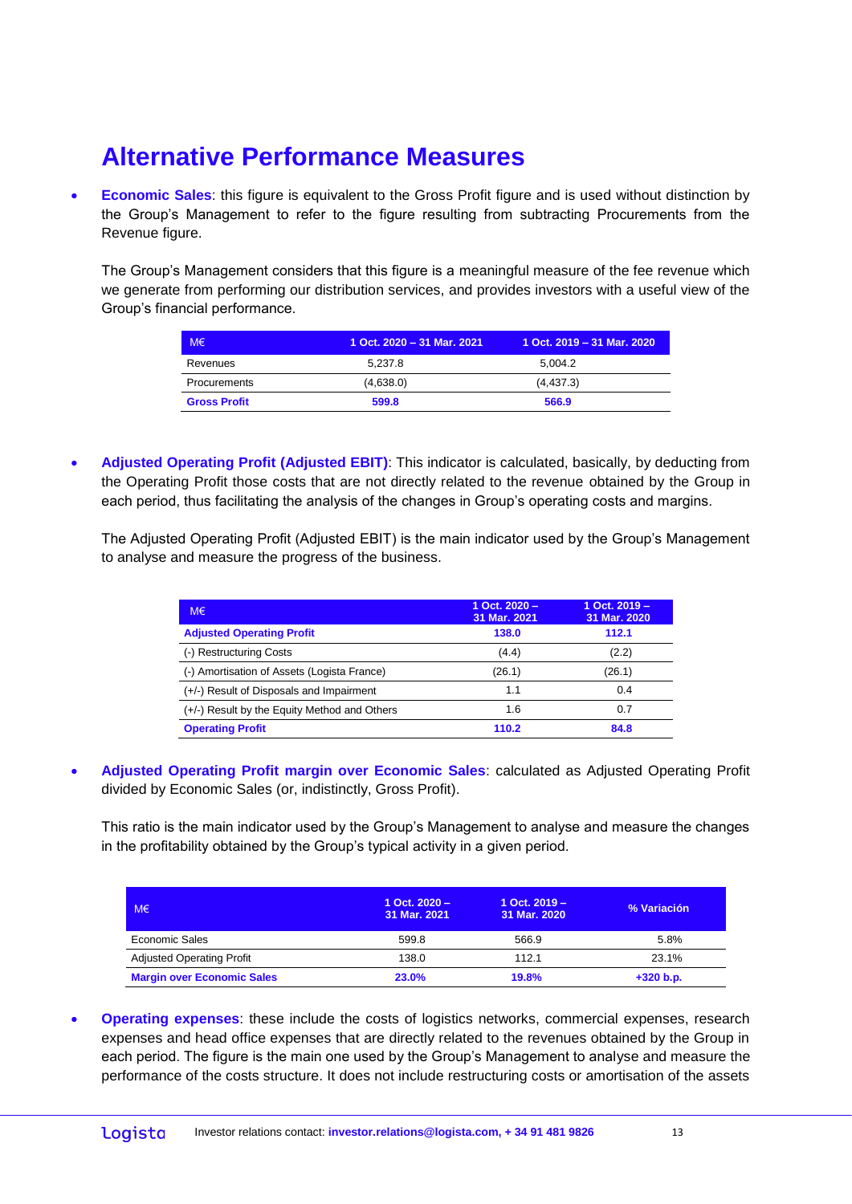# Alternative Performance Measures

- **Economic Sales**: this figure is equivalent to the Gross Profit figure and is used without distinction by the Group's Management to refer to the figure resulting from subtracting Procurements from the Revenue figure.

  The Group's Management considers that this figure is a meaningful measure of the fee revenue which we generate from performing our distribution services, and provides investors with a useful view of the Group's financial performance.

| M€ | 1 Oct. 2020 – 31 Mar. 2021 | 1 Oct. 2019 – 31 Mar. 2020 |
|---|---|---|
| Revenues | 5,237.8 | 5,004.2 |
| Procurements | (4,638.0) | (4,437.3) |
| **Gross Profit** | **599.8** | **566.9** |

- **Adjusted Operating Profit (Adjusted EBIT)**: This indicator is calculated, basically, by deducting from the Operating Profit those costs that are not directly related to the revenue obtained by the Group in each period, thus facilitating the analysis of the changes in Group's operating costs and margins.

  The Adjusted Operating Profit (Adjusted EBIT) is the main indicator used by the Group's Management to analyse and measure the progress of the business.

| M€ | 1 Oct. 2020 – 31 Mar. 2021 | 1 Oct. 2019 – 31 Mar. 2020 |
|---|---|---|
| **Adjusted Operating Profit** | **138.0** | **112.1** |
| (-) Restructuring Costs | (4.4) | (2.2) |
| (-) Amortisation of Assets (Logista France) | (26.1) | (26.1) |
| (+/-) Result of Disposals and Impairment | 1.1 | 0.4 |
| (+/-) Result by the Equity Method and Others | 1.6 | 0.7 |
| **Operating Profit** | **110.2** | **84.8** |

- **Adjusted Operating Profit margin over Economic Sales**: calculated as Adjusted Operating Profit divided by Economic Sales (or, indistinctly, Gross Profit).

  This ratio is the main indicator used by the Group's Management to analyse and measure the changes in the profitability obtained by the Group's typical activity in a given period.

| M€ | 1 Oct. 2020 – 31 Mar. 2021 | 1 Oct. 2019 – 31 Mar. 2020 | % Variación |
|---|---|---|---|
| Economic Sales | 599.8 | 566.9 | 5.8% |
| Adjusted Operating Profit | 138.0 | 112.1 | 23.1% |
| **Margin over Economic Sales** | **23.0%** | **19.8%** | **+320 b.p.** |

- **Operating expenses**: these include the costs of logistics networks, commercial expenses, research expenses and head office expenses that are directly related to the revenues obtained by the Group in each period. The figure is the main one used by the Group's Management to analyse and measure the performance of the costs structure. It does not include restructuring costs or amortisation of the assets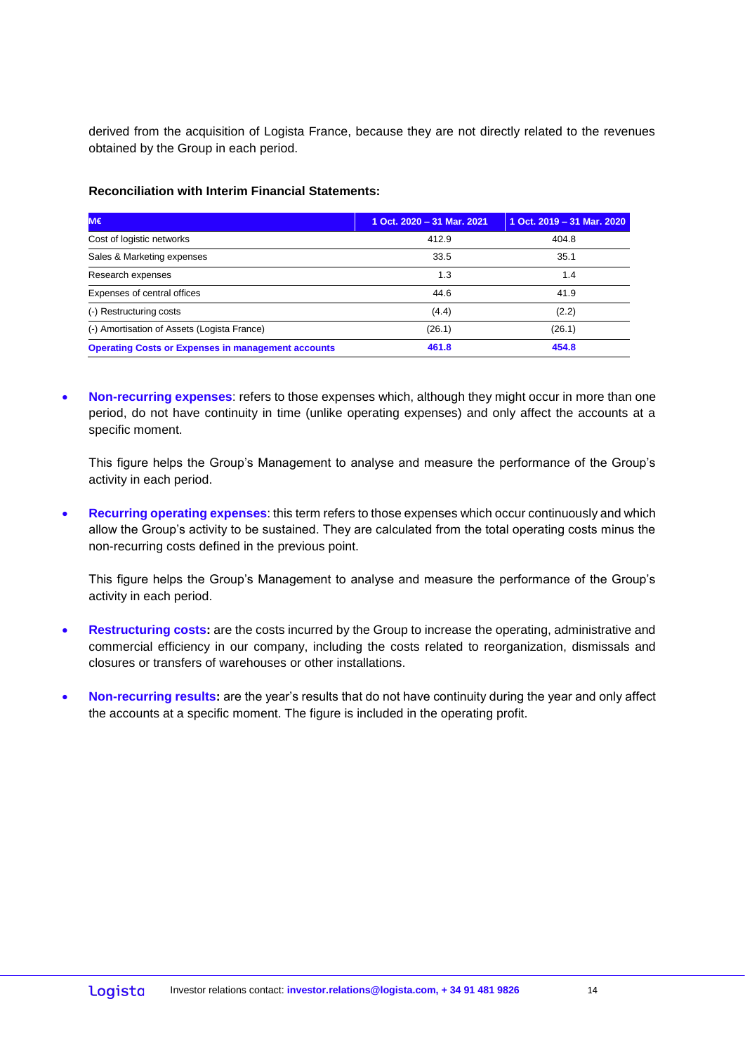derived from the acquisition of Logista France, because they are not directly related to the revenues obtained by the Group in each period.

**Reconciliation with Interim Financial Statements:**

| M€ | 1 Oct. 2020 – 31 Mar. 2021 | 1 Oct. 2019 – 31 Mar. 2020 |
|---|---|---|
| Cost of logistic networks | 412.9 | 404.8 |
| Sales & Marketing expenses | 33.5 | 35.1 |
| Research expenses | 1.3 | 1.4 |
| Expenses of central offices | 44.6 | 41.9 |
| (-) Restructuring costs | (4.4) | (2.2) |
| (-) Amortisation of Assets (Logista France) | (26.1) | (26.1) |
| **Operating Costs or Expenses in management accounts** | **461.8** | **454.8** |

- **Non-recurring expenses**: refers to those expenses which, although they might occur in more than one period, do not have continuity in time (unlike operating expenses) and only affect the accounts at a specific moment.

  This figure helps the Group's Management to analyse and measure the performance of the Group's activity in each period.

- **Recurring operating expenses**: this term refers to those expenses which occur continuously and which allow the Group's activity to be sustained. They are calculated from the total operating costs minus the non-recurring costs defined in the previous point.

  This figure helps the Group's Management to analyse and measure the performance of the Group's activity in each period.

- **Restructuring costs:** are the costs incurred by the Group to increase the operating, administrative and commercial efficiency in our company, including the costs related to reorganization, dismissals and closures or transfers of warehouses or other installations.

- **Non-recurring results:** are the year's results that do not have continuity during the year and only affect the accounts at a specific moment. The figure is included in the operating profit.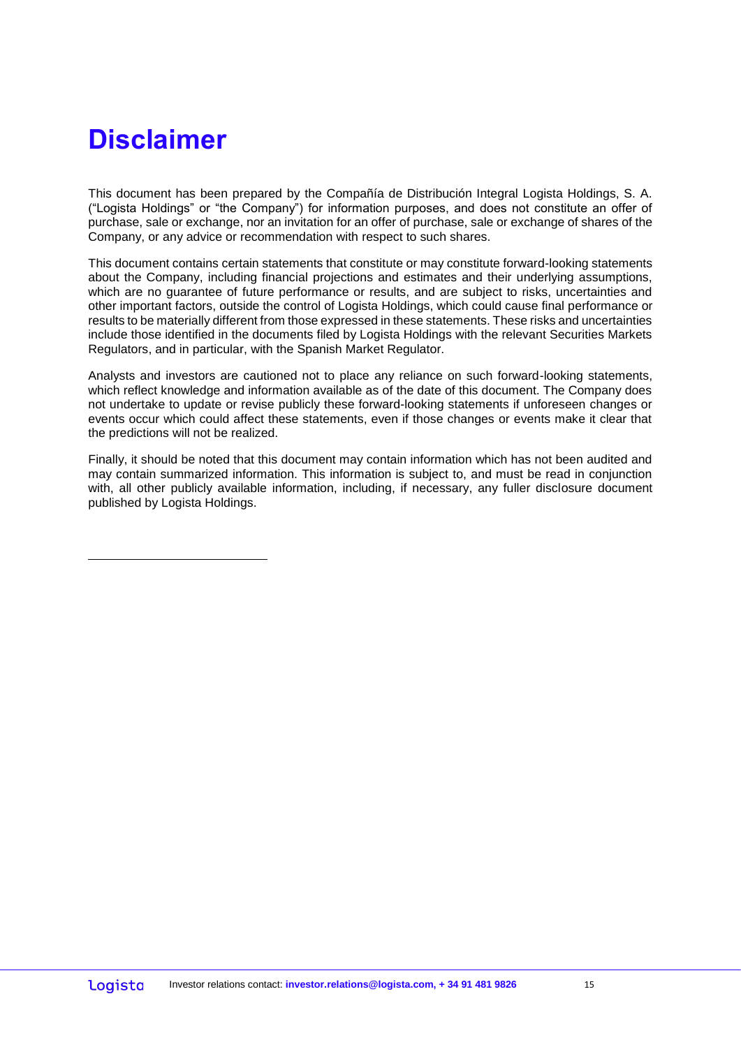# Disclaimer

This document has been prepared by the Compañía de Distribución Integral Logista Holdings, S. A. ("Logista Holdings" or "the Company") for information purposes, and does not constitute an offer of purchase, sale or exchange, nor an invitation for an offer of purchase, sale or exchange of shares of the Company, or any advice or recommendation with respect to such shares.

This document contains certain statements that constitute or may constitute forward-looking statements about the Company, including financial projections and estimates and their underlying assumptions, which are no guarantee of future performance or results, and are subject to risks, uncertainties and other important factors, outside the control of Logista Holdings, which could cause final performance or results to be materially different from those expressed in these statements. These risks and uncertainties include those identified in the documents filed by Logista Holdings with the relevant Securities Markets Regulators, and in particular, with the Spanish Market Regulator.

Analysts and investors are cautioned not to place any reliance on such forward-looking statements, which reflect knowledge and information available as of the date of this document. The Company does not undertake to update or revise publicly these forward-looking statements if unforeseen changes or events occur which could affect these statements, even if those changes or events make it clear that the predictions will not be realized.

Finally, it should be noted that this document may contain information which has not been audited and may contain summarized information. This information is subject to, and must be read in conjunction with, all other publicly available information, including, if necessary, any fuller disclosure document published by Logista Holdings.